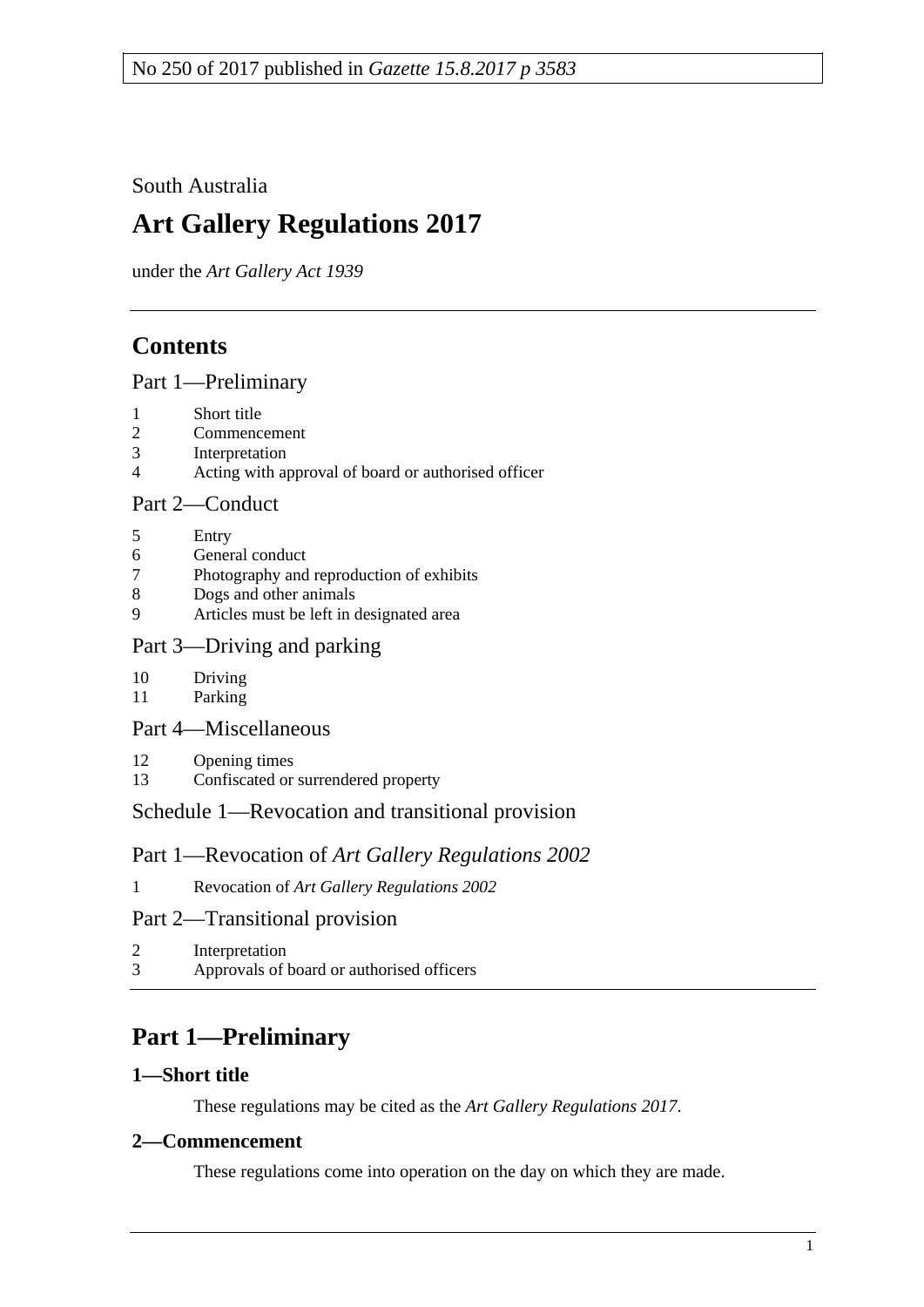No 250 of 2017 published in *Gazette 15.8.2017 p 3583*

South Australia

# Art Gallery Regulations 2017

under the *Art Gallery Act 1939*

## Contents

Part 1—Preliminary

1 Short title
2 Commencement
3 Interpretation
4 Acting with approval of board or authorised officer

Part 2—Conduct

5 Entry
6 General conduct
7 Photography and reproduction of exhibits
8 Dogs and other animals
9 Articles must be left in designated area

Part 3—Driving and parking

10 Driving
11 Parking

Part 4—Miscellaneous

12 Opening times
13 Confiscated or surrendered property

Schedule 1—Revocation and transitional provision

Part 1—Revocation of *Art Gallery Regulations 2002*

1 Revocation of *Art Gallery Regulations 2002*

Part 2—Transitional provision

2 Interpretation
3 Approvals of board or authorised officers

## Part 1—Preliminary

### 1—Short title

These regulations may be cited as the *Art Gallery Regulations 2017*.

### 2—Commencement

These regulations come into operation on the day on which they are made.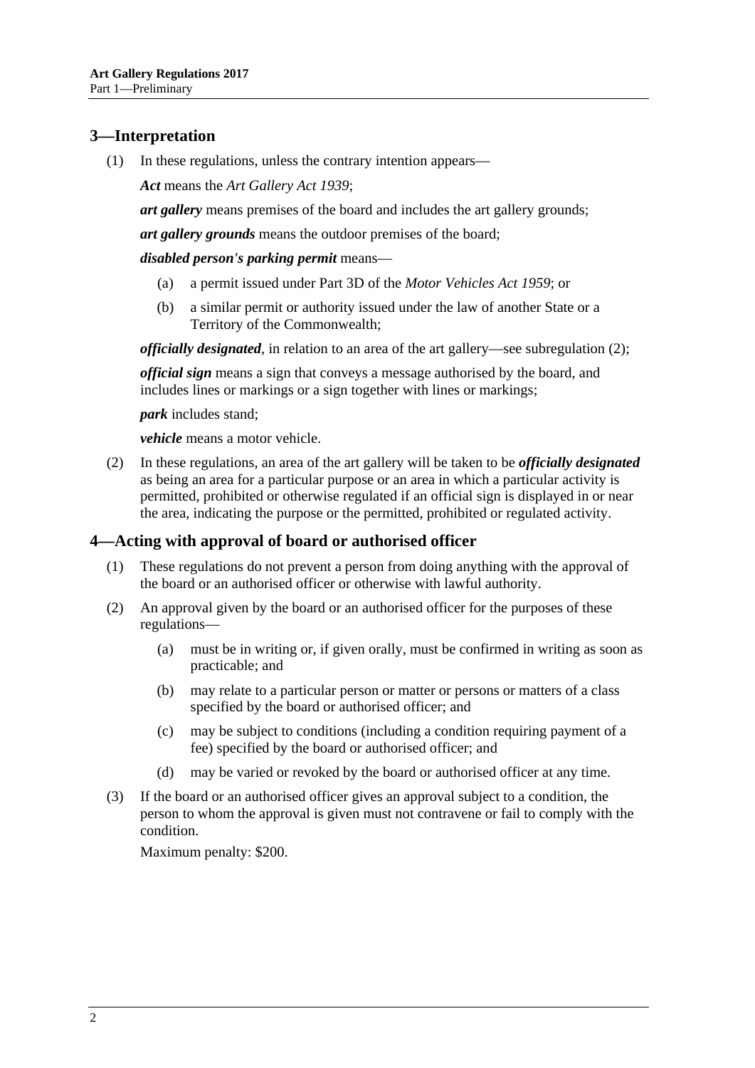## 3—Interpretation

(1) In these regulations, unless the contrary intention appears—

***Act*** means the *Art Gallery Act 1939*;

***art gallery*** means premises of the board and includes the art gallery grounds;

***art gallery grounds*** means the outdoor premises of the board;

***disabled person's parking permit*** means—

(a) a permit issued under Part 3D of the *Motor Vehicles Act 1959*; or

(b) a similar permit or authority issued under the law of another State or a Territory of the Commonwealth;

***officially designated***, in relation to an area of the art gallery—see subregulation (2);

***official sign*** means a sign that conveys a message authorised by the board, and includes lines or markings or a sign together with lines or markings;

***park*** includes stand;

***vehicle*** means a motor vehicle.

(2) In these regulations, an area of the art gallery will be taken to be ***officially designated*** as being an area for a particular purpose or an area in which a particular activity is permitted, prohibited or otherwise regulated if an official sign is displayed in or near the area, indicating the purpose or the permitted, prohibited or regulated activity.

## 4—Acting with approval of board or authorised officer

(1) These regulations do not prevent a person from doing anything with the approval of the board or an authorised officer or otherwise with lawful authority.

(2) An approval given by the board or an authorised officer for the purposes of these regulations—

(a) must be in writing or, if given orally, must be confirmed in writing as soon as practicable; and

(b) may relate to a particular person or matter or persons or matters of a class specified by the board or authorised officer; and

(c) may be subject to conditions (including a condition requiring payment of a fee) specified by the board or authorised officer; and

(d) may be varied or revoked by the board or authorised officer at any time.

(3) If the board or an authorised officer gives an approval subject to a condition, the person to whom the approval is given must not contravene or fail to comply with the condition.

Maximum penalty: $200.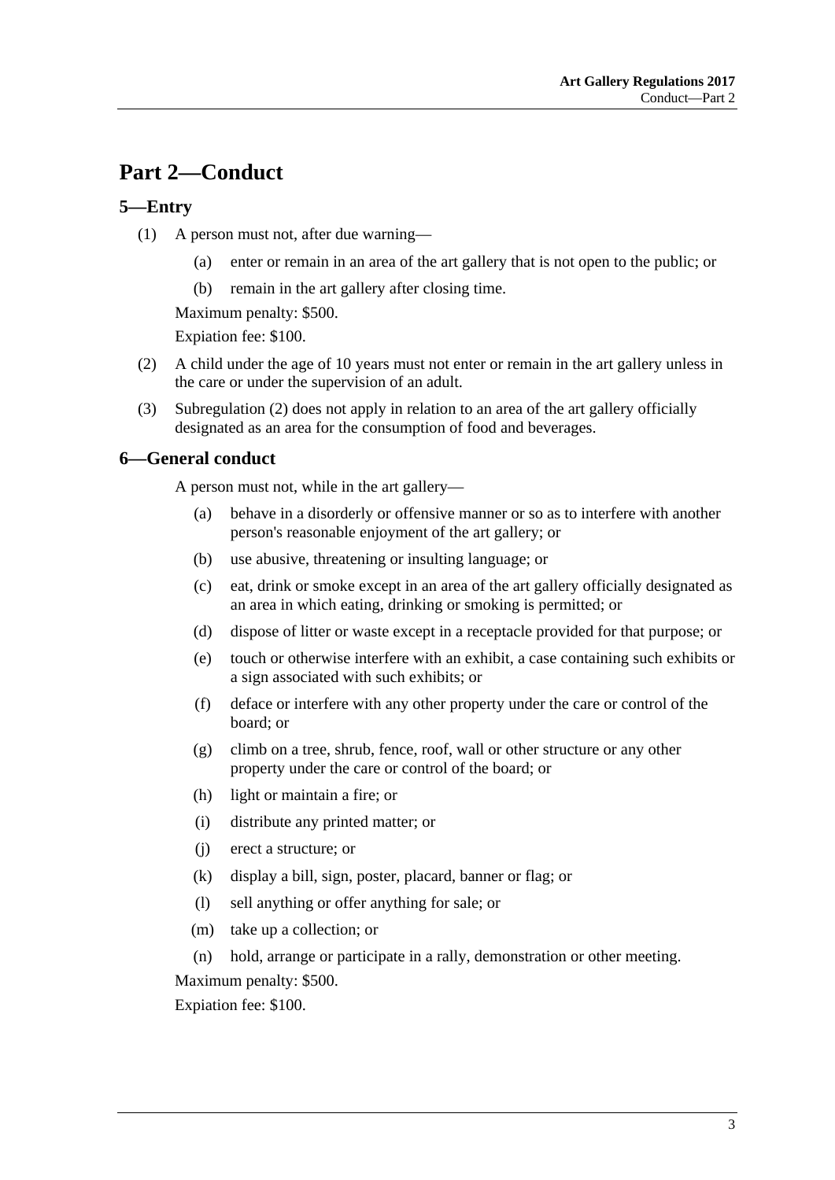# Part 2—Conduct

## 5—Entry

(1) A person must not, after due warning—

(a) enter or remain in an area of the art gallery that is not open to the public; or

(b) remain in the art gallery after closing time.

Maximum penalty: $500.

Expiation fee: $100.

(2) A child under the age of 10 years must not enter or remain in the art gallery unless in the care or under the supervision of an adult.

(3) Subregulation (2) does not apply in relation to an area of the art gallery officially designated as an area for the consumption of food and beverages.

## 6—General conduct

A person must not, while in the art gallery—

(a) behave in a disorderly or offensive manner or so as to interfere with another person's reasonable enjoyment of the art gallery; or

(b) use abusive, threatening or insulting language; or

(c) eat, drink or smoke except in an area of the art gallery officially designated as an area in which eating, drinking or smoking is permitted; or

(d) dispose of litter or waste except in a receptacle provided for that purpose; or

(e) touch or otherwise interfere with an exhibit, a case containing such exhibits or a sign associated with such exhibits; or

(f) deface or interfere with any other property under the care or control of the board; or

(g) climb on a tree, shrub, fence, roof, wall or other structure or any other property under the care or control of the board; or

(h) light or maintain a fire; or

(i) distribute any printed matter; or

(j) erect a structure; or

(k) display a bill, sign, poster, placard, banner or flag; or

(l) sell anything or offer anything for sale; or

(m) take up a collection; or

(n) hold, arrange or participate in a rally, demonstration or other meeting.

Maximum penalty: $500.

Expiation fee: $100.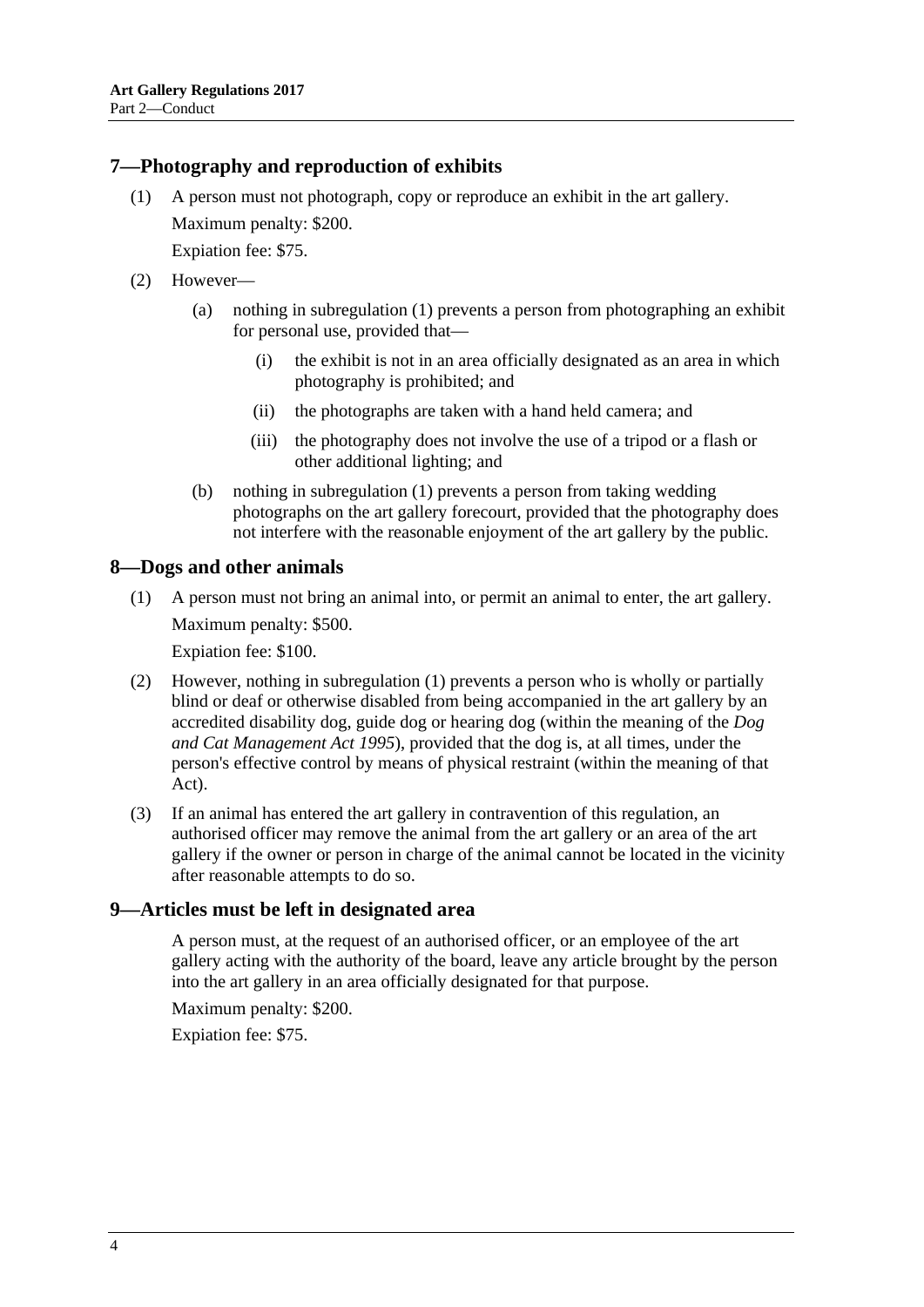## 7—Photography and reproduction of exhibits

(1) A person must not photograph, copy or reproduce an exhibit in the art gallery.

Maximum penalty: $200.

Expiation fee: $75.

(2) However—

(a) nothing in subregulation (1) prevents a person from photographing an exhibit for personal use, provided that—

(i) the exhibit is not in an area officially designated as an area in which photography is prohibited; and

(ii) the photographs are taken with a hand held camera; and

(iii) the photography does not involve the use of a tripod or a flash or other additional lighting; and

(b) nothing in subregulation (1) prevents a person from taking wedding photographs on the art gallery forecourt, provided that the photography does not interfere with the reasonable enjoyment of the art gallery by the public.

## 8—Dogs and other animals

(1) A person must not bring an animal into, or permit an animal to enter, the art gallery.

Maximum penalty: $500.

Expiation fee: $100.

(2) However, nothing in subregulation (1) prevents a person who is wholly or partially blind or deaf or otherwise disabled from being accompanied in the art gallery by an accredited disability dog, guide dog or hearing dog (within the meaning of the *Dog and Cat Management Act 1995*), provided that the dog is, at all times, under the person's effective control by means of physical restraint (within the meaning of that Act).

(3) If an animal has entered the art gallery in contravention of this regulation, an authorised officer may remove the animal from the art gallery or an area of the art gallery if the owner or person in charge of the animal cannot be located in the vicinity after reasonable attempts to do so.

## 9—Articles must be left in designated area

A person must, at the request of an authorised officer, or an employee of the art gallery acting with the authority of the board, leave any article brought by the person into the art gallery in an area officially designated for that purpose.

Maximum penalty: $200.

Expiation fee: $75.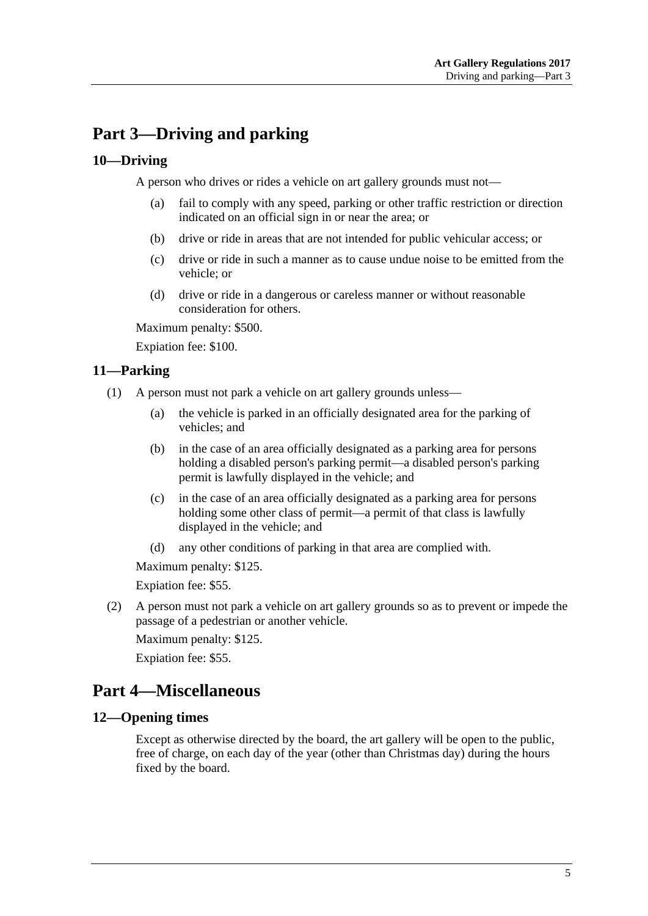# Part 3—Driving and parking

## 10—Driving

A person who drives or rides a vehicle on art gallery grounds must not—

(a) fail to comply with any speed, parking or other traffic restriction or direction indicated on an official sign in or near the area; or

(b) drive or ride in areas that are not intended for public vehicular access; or

(c) drive or ride in such a manner as to cause undue noise to be emitted from the vehicle; or

(d) drive or ride in a dangerous or careless manner or without reasonable consideration for others.

Maximum penalty: $500.

Expiation fee: $100.

## 11—Parking

(1) A person must not park a vehicle on art gallery grounds unless—

(a) the vehicle is parked in an officially designated area for the parking of vehicles; and

(b) in the case of an area officially designated as a parking area for persons holding a disabled person's parking permit—a disabled person's parking permit is lawfully displayed in the vehicle; and

(c) in the case of an area officially designated as a parking area for persons holding some other class of permit—a permit of that class is lawfully displayed in the vehicle; and

(d) any other conditions of parking in that area are complied with.

Maximum penalty: $125.

Expiation fee: $55.

(2) A person must not park a vehicle on art gallery grounds so as to prevent or impede the passage of a pedestrian or another vehicle.

Maximum penalty: $125.

Expiation fee: $55.

# Part 4—Miscellaneous

## 12—Opening times

Except as otherwise directed by the board, the art gallery will be open to the public, free of charge, on each day of the year (other than Christmas day) during the hours fixed by the board.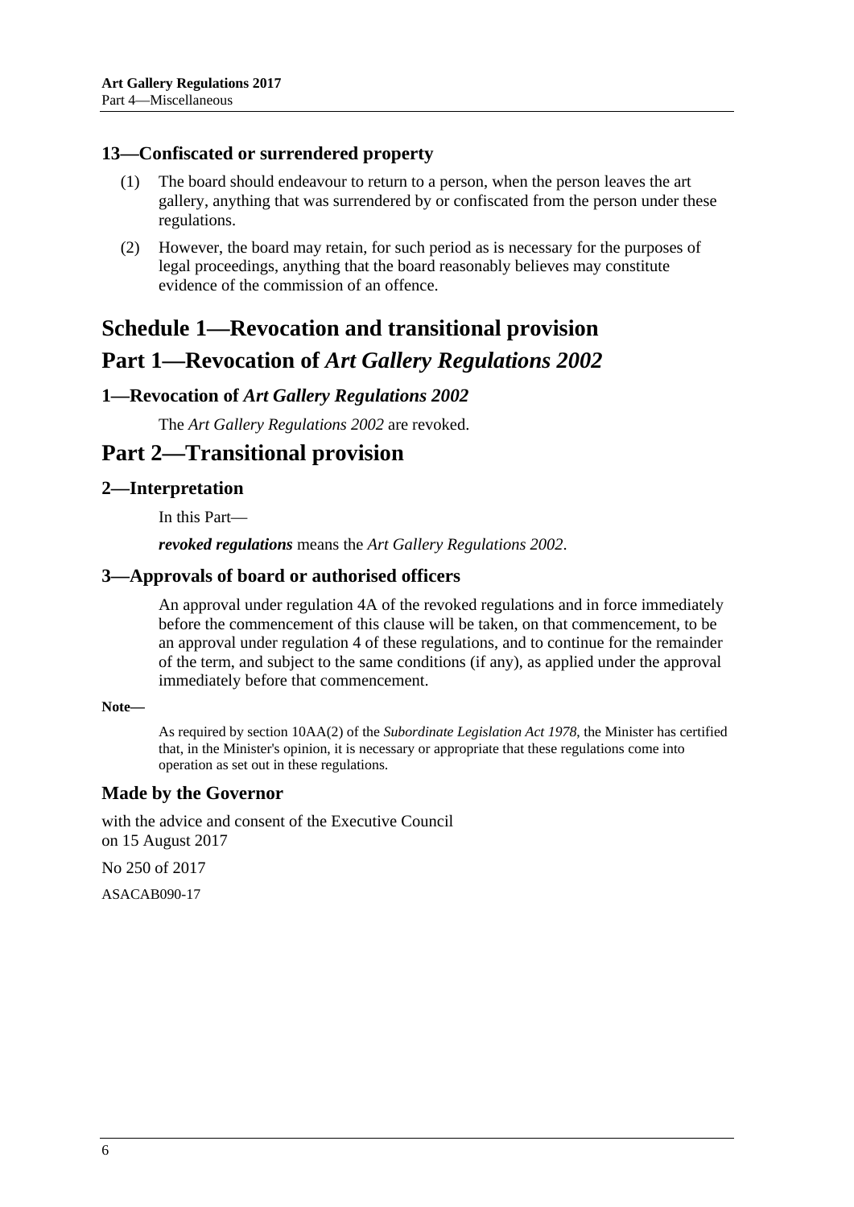### 13—Confiscated or surrendered property

(1) The board should endeavour to return to a person, when the person leaves the art gallery, anything that was surrendered by or confiscated from the person under these regulations.

(2) However, the board may retain, for such period as is necessary for the purposes of legal proceedings, anything that the board reasonably believes may constitute evidence of the commission of an offence.

# Schedule 1—Revocation and transitional provision

# Part 1—Revocation of *Art Gallery Regulations 2002*

### 1—Revocation of *Art Gallery Regulations 2002*

The *Art Gallery Regulations 2002* are revoked.

# Part 2—Transitional provision

### 2—Interpretation

In this Part—

***revoked regulations*** means the *Art Gallery Regulations 2002*.

### 3—Approvals of board or authorised officers

An approval under regulation 4A of the revoked regulations and in force immediately before the commencement of this clause will be taken, on that commencement, to be an approval under regulation 4 of these regulations, and to continue for the remainder of the term, and subject to the same conditions (if any), as applied under the approval immediately before that commencement.

**Note—**

As required by section 10AA(2) of the *Subordinate Legislation Act 1978*, the Minister has certified that, in the Minister's opinion, it is necessary or appropriate that these regulations come into operation as set out in these regulations.

### Made by the Governor

with the advice and consent of the Executive Council
on 15 August 2017

No 250 of 2017

ASACAB090-17